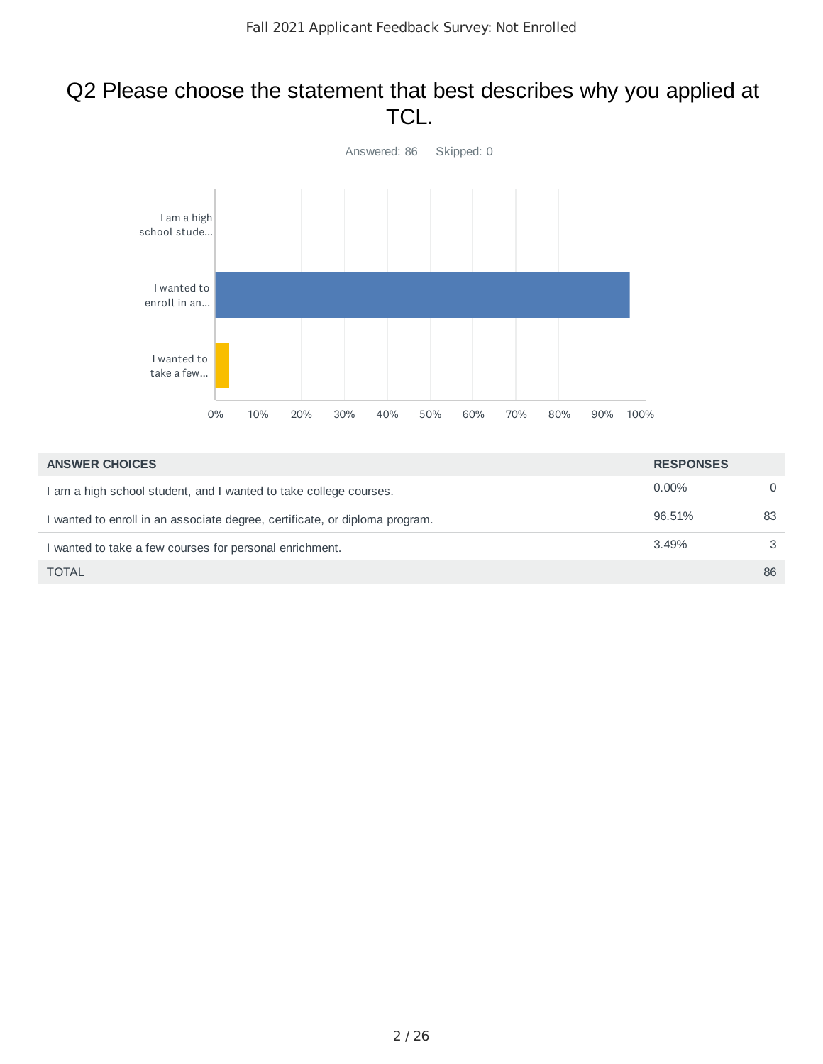# Q2 Please choose the statement that best describes why you applied at TCL.

Answered: 86 Skipped: 0

| ANSWER CHOICES | RESPONSES | |
|---|---|---|
| I am a high school student, and I wanted to take college courses. | 0.00% | 0 |
| I wanted to enroll in an associate degree, certificate, or diploma program. | 96.51% | 83 |
| I wanted to take a few courses for personal enrichment. | 3.49% | 3 |
| TOTAL | | 86 |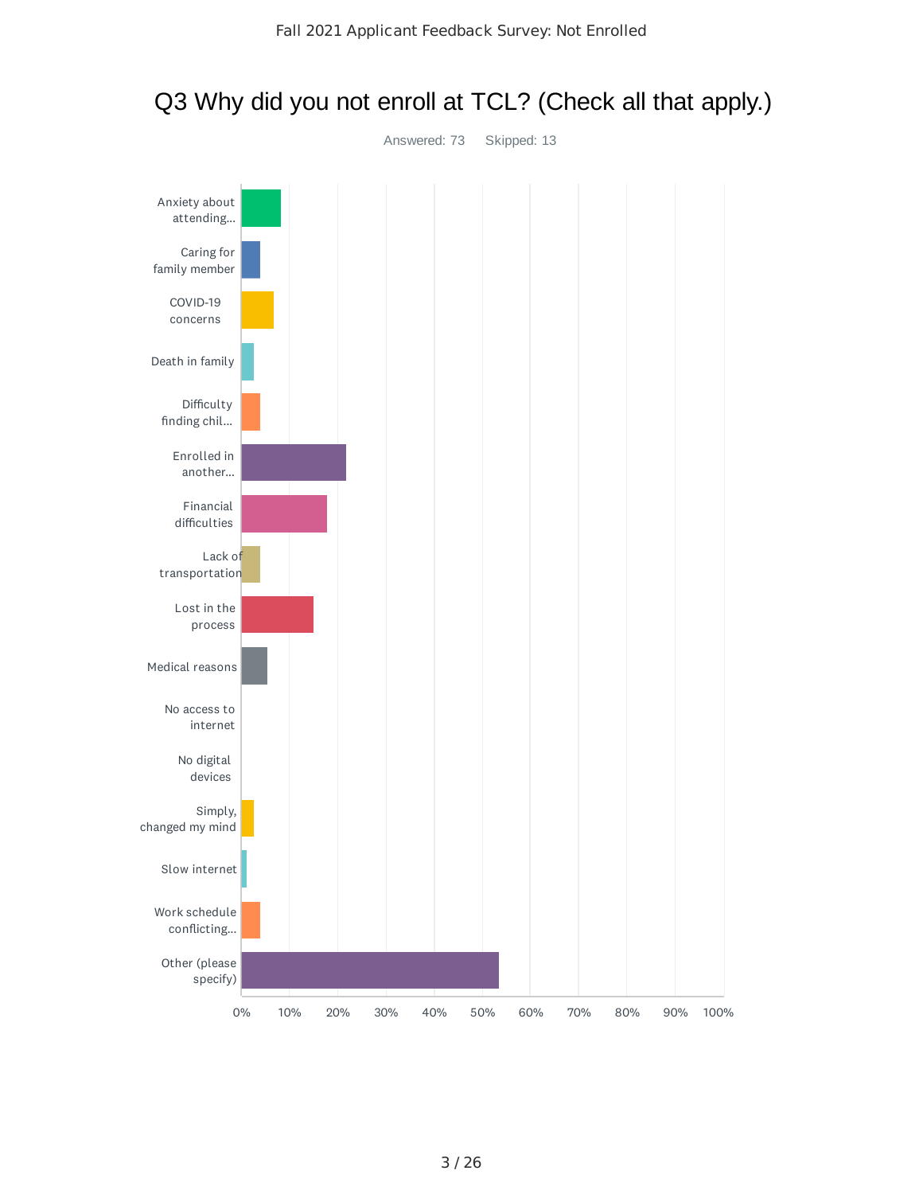Fall 2021 Applicant Feedback Survey: Not Enrolled

# Q3 Why did you not enroll at TCL? (Check all that apply.)

Answered: 73    Skipped: 13

| Response |
|---|
| Anxiety about attending... |
| Caring for family member |
| COVID-19 concerns |
| Death in family |
| Difficulty finding chil... |
| Enrolled in another... |
| Financial difficulties |
| Lack of transportation |
| Lost in the process |
| Medical reasons |
| No access to internet |
| No digital devices |
| Simply, changed my mind |
| Slow internet |
| Work schedule conflicting... |
| Other (please specify) |

0% 10% 20% 30% 40% 50% 60% 70% 80% 90% 100%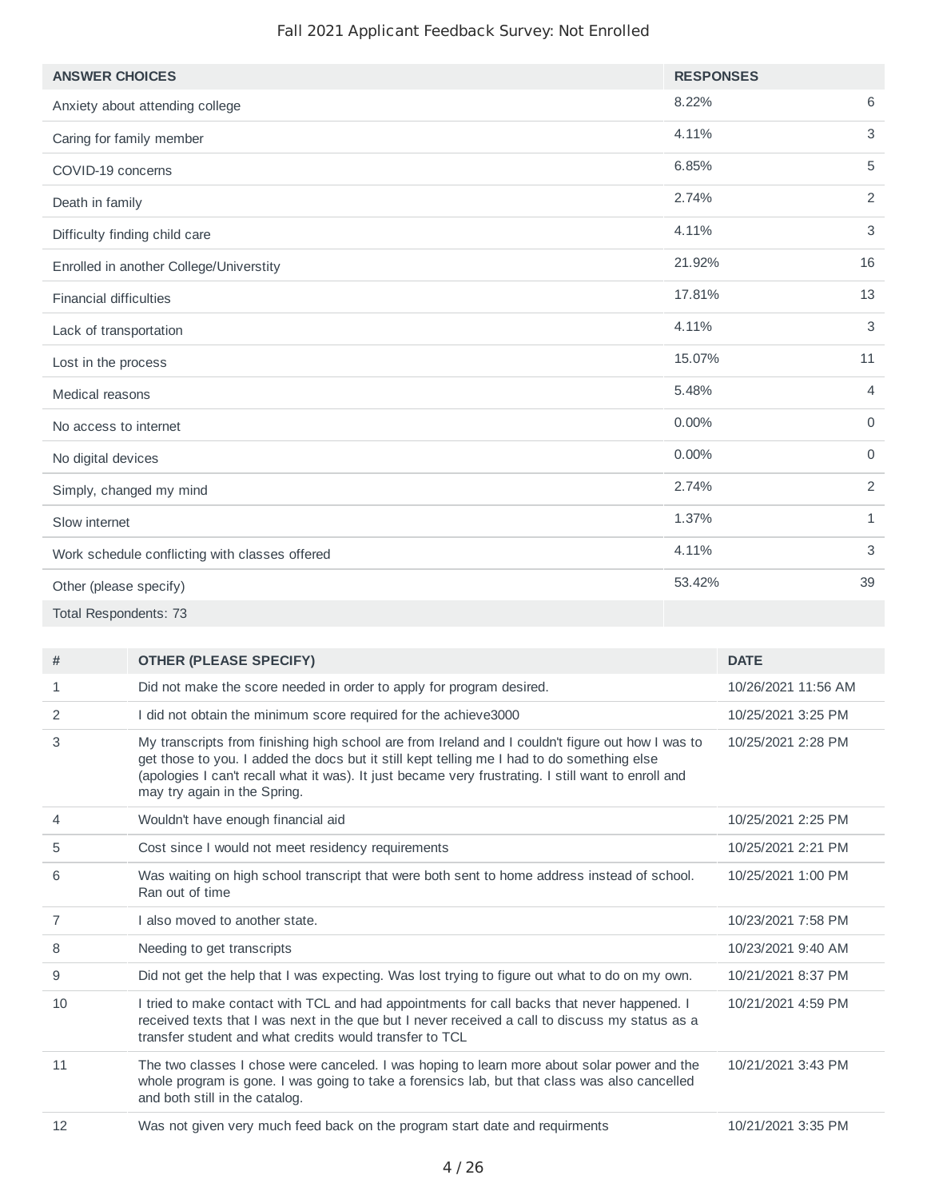Fall 2021 Applicant Feedback Survey: Not Enrolled

| ANSWER CHOICES | RESPONSES | |
|---|---|---|
| Anxiety about attending college | 8.22% | 6 |
| Caring for family member | 4.11% | 3 |
| COVID-19 concerns | 6.85% | 5 |
| Death in family | 2.74% | 2 |
| Difficulty finding child care | 4.11% | 3 |
| Enrolled in another College/Universtity | 21.92% | 16 |
| Financial difficulties | 17.81% | 13 |
| Lack of transportation | 4.11% | 3 |
| Lost in the process | 15.07% | 11 |
| Medical reasons | 5.48% | 4 |
| No access to internet | 0.00% | 0 |
| No digital devices | 0.00% | 0 |
| Simply, changed my mind | 2.74% | 2 |
| Slow internet | 1.37% | 1 |
| Work schedule conflicting with classes offered | 4.11% | 3 |
| Other (please specify) | 53.42% | 39 |
| Total Respondents: 73 | | |

| # | OTHER (PLEASE SPECIFY) | DATE |
|---|---|---|
| 1 | Did not make the score needed in order to apply for program desired. | 10/26/2021 11:56 AM |
| 2 | I did not obtain the minimum score required for the achieve3000 | 10/25/2021 3:25 PM |
| 3 | My transcripts from finishing high school are from Ireland and I couldn't figure out how I was to get those to you. I added the docs but it still kept telling me I had to do something else (apologies I can't recall what it was). It just became very frustrating. I still want to enroll and may try again in the Spring. | 10/25/2021 2:28 PM |
| 4 | Wouldn't have enough financial aid | 10/25/2021 2:25 PM |
| 5 | Cost since I would not meet residency requirements | 10/25/2021 2:21 PM |
| 6 | Was waiting on high school transcript that were both sent to home address instead of school. Ran out of time | 10/25/2021 1:00 PM |
| 7 | I also moved to another state. | 10/23/2021 7:58 PM |
| 8 | Needing to get transcripts | 10/23/2021 9:40 AM |
| 9 | Did not get the help that I was expecting. Was lost trying to figure out what to do on my own. | 10/21/2021 8:37 PM |
| 10 | I tried to make contact with TCL and had appointments for call backs that never happened. I received texts that I was next in the que but I never received a call to discuss my status as a transfer student and what credits would transfer to TCL | 10/21/2021 4:59 PM |
| 11 | The two classes I chose were canceled. I was hoping to learn more about solar power and the whole program is gone. I was going to take a forensics lab, but that class was also cancelled and both still in the catalog. | 10/21/2021 3:43 PM |
| 12 | Was not given very much feed back on the program start date and requirments | 10/21/2021 3:35 PM |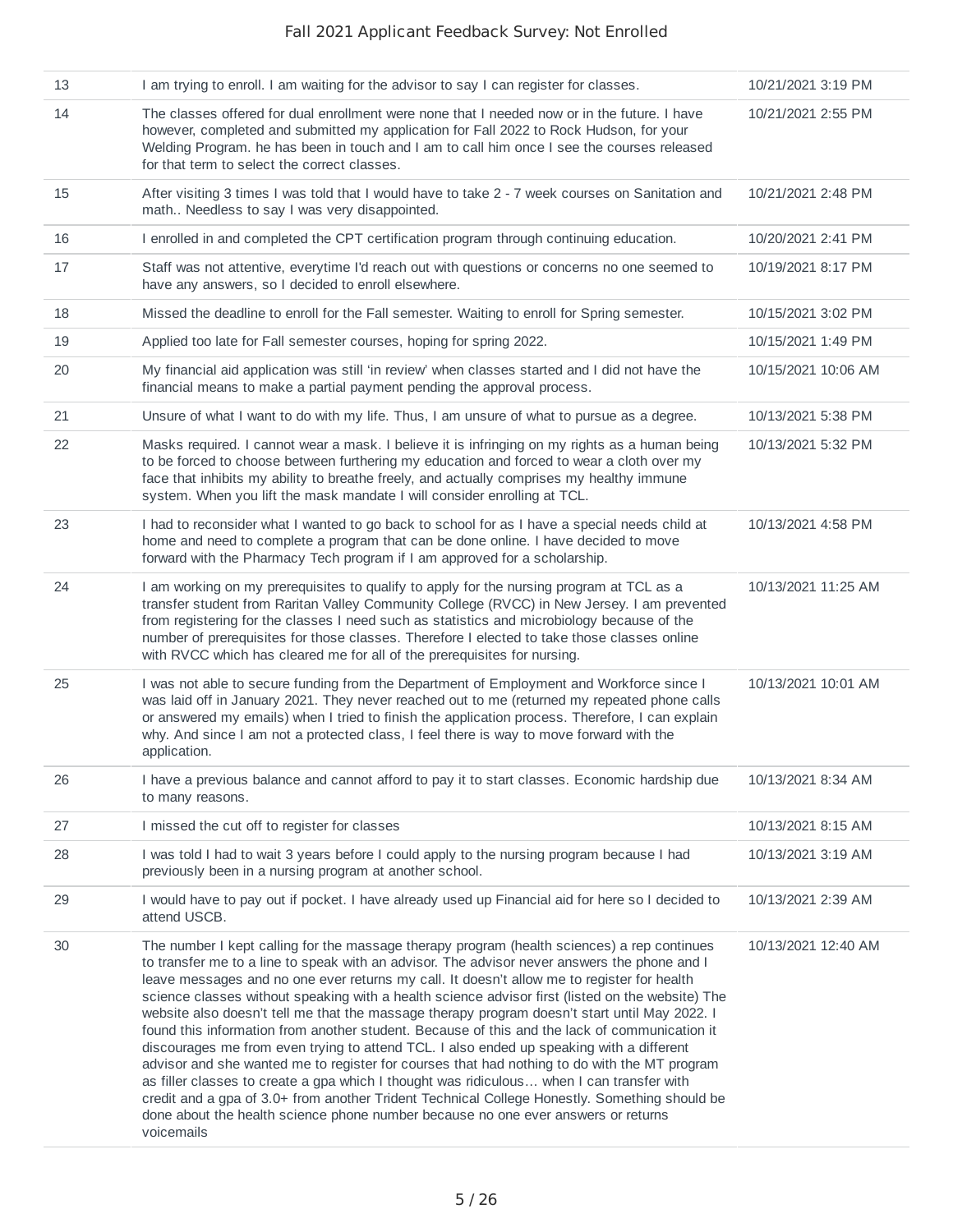| | | |
|---|---|---|
| 13 | I am trying to enroll. I am waiting for the advisor to say I can register for classes. | 10/21/2021 3:19 PM |
| 14 | The classes offered for dual enrollment were none that I needed now or in the future. I have however, completed and submitted my application for Fall 2022 to Rock Hudson, for your Welding Program. he has been in touch and I am to call him once I see the courses released for that term to select the correct classes. | 10/21/2021 2:55 PM |
| 15 | After visiting 3 times I was told that I would have to take 2 - 7 week courses on Sanitation and math.. Needless to say I was very disappointed. | 10/21/2021 2:48 PM |
| 16 | I enrolled in and completed the CPT certification program through continuing education. | 10/20/2021 2:41 PM |
| 17 | Staff was not attentive, everytime I'd reach out with questions or concerns no one seemed to have any answers, so I decided to enroll elsewhere. | 10/19/2021 8:17 PM |
| 18 | Missed the deadline to enroll for the Fall semester. Waiting to enroll for Spring semester. | 10/15/2021 3:02 PM |
| 19 | Applied too late for Fall semester courses, hoping for spring 2022. | 10/15/2021 1:49 PM |
| 20 | My financial aid application was still 'in review' when classes started and I did not have the financial means to make a partial payment pending the approval process. | 10/15/2021 10:06 AM |
| 21 | Unsure of what I want to do with my life. Thus, I am unsure of what to pursue as a degree. | 10/13/2021 5:38 PM |
| 22 | Masks required. I cannot wear a mask. I believe it is infringing on my rights as a human being to be forced to choose between furthering my education and forced to wear a cloth over my face that inhibits my ability to breathe freely, and actually comprises my healthy immune system. When you lift the mask mandate I will consider enrolling at TCL. | 10/13/2021 5:32 PM |
| 23 | I had to reconsider what I wanted to go back to school for as I have a special needs child at home and need to complete a program that can be done online. I have decided to move forward with the Pharmacy Tech program if I am approved for a scholarship. | 10/13/2021 4:58 PM |
| 24 | I am working on my prerequisites to qualify to apply for the nursing program at TCL as a transfer student from Raritan Valley Community College (RVCC) in New Jersey. I am prevented from registering for the classes I need such as statistics and microbiology because of the number of prerequisites for those classes. Therefore I elected to take those classes online with RVCC which has cleared me for all of the prerequisites for nursing. | 10/13/2021 11:25 AM |
| 25 | I was not able to secure funding from the Department of Employment and Workforce since I was laid off in January 2021. They never reached out to me (returned my repeated phone calls or answered my emails) when I tried to finish the application process. Therefore, I can explain why. And since I am not a protected class, I feel there is way to move forward with the application. | 10/13/2021 10:01 AM |
| 26 | I have a previous balance and cannot afford to pay it to start classes. Economic hardship due to many reasons. | 10/13/2021 8:34 AM |
| 27 | I missed the cut off to register for classes | 10/13/2021 8:15 AM |
| 28 | I was told I had to wait 3 years before I could apply to the nursing program because I had previously been in a nursing program at another school. | 10/13/2021 3:19 AM |
| 29 | I would have to pay out if pocket. I have already used up Financial aid for here so I decided to attend USCB. | 10/13/2021 2:39 AM |
| 30 | The number I kept calling for the massage therapy program (health sciences) a rep continues to transfer me to a line to speak with an advisor. The advisor never answers the phone and I leave messages and no one ever returns my call. It doesn't allow me to register for health science classes without speaking with a health science advisor first (listed on the website) The website also doesn't tell me that the massage therapy program doesn't start until May 2022. I found this information from another student. Because of this and the lack of communication it discourages me from even trying to attend TCL. I also ended up speaking with a different advisor and she wanted me to register for courses that had nothing to do with the MT program as filler classes to create a gpa which I thought was ridiculous… when I can transfer with credit and a gpa of 3.0+ from another Trident Technical College Honestly. Something should be done about the health science phone number because no one ever answers or returns voicemails | 10/13/2021 12:40 AM |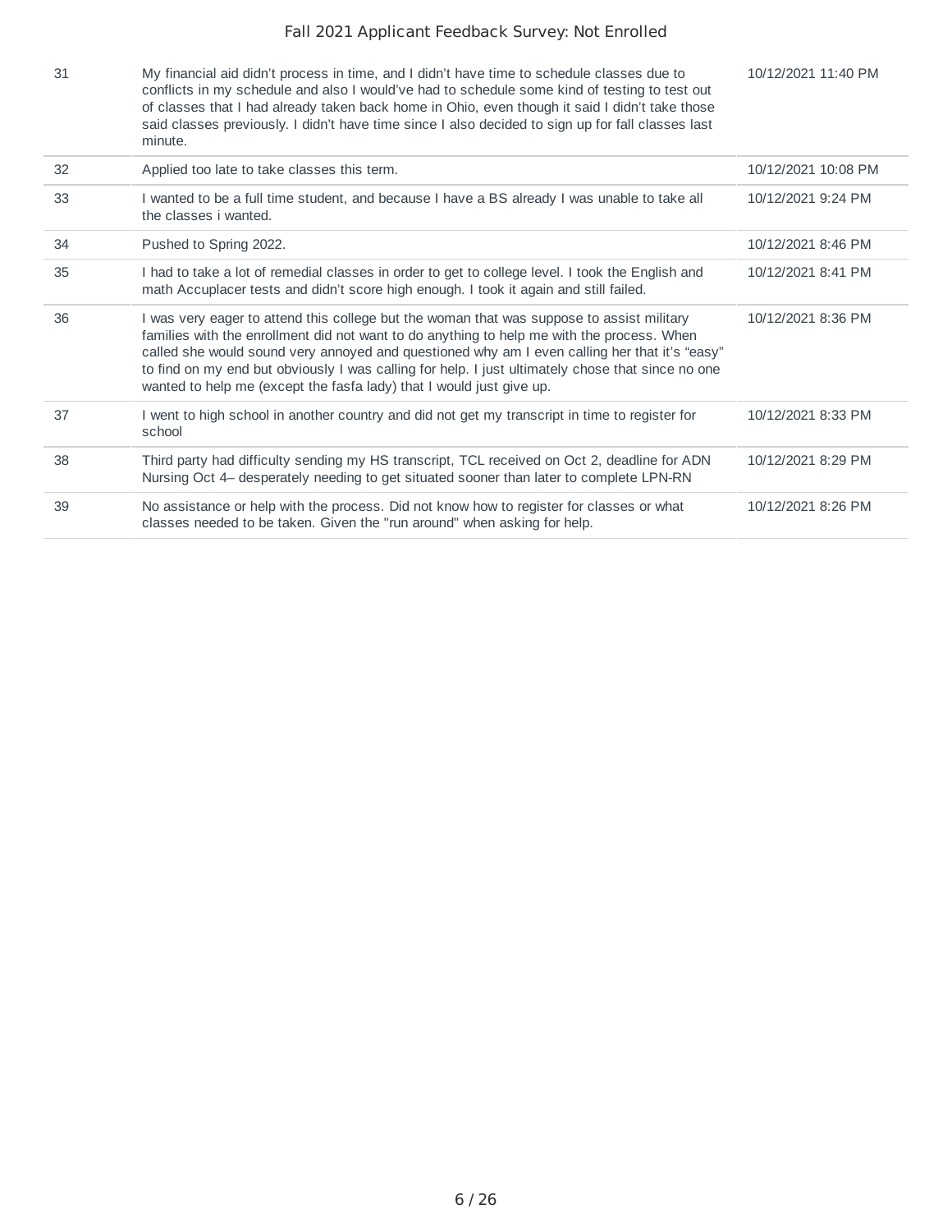| | | |
|---|---|---|
| 31 | My financial aid didn't process in time, and I didn't have time to schedule classes due to conflicts in my schedule and also I would've had to schedule some kind of testing to test out of classes that I had already taken back home in Ohio, even though it said I didn't take those said classes previously. I didn't have time since I also decided to sign up for fall classes last minute. | 10/12/2021 11:40 PM |
| 32 | Applied too late to take classes this term. | 10/12/2021 10:08 PM |
| 33 | I wanted to be a full time student, and because I have a BS already I was unable to take all the classes i wanted. | 10/12/2021 9:24 PM |
| 34 | Pushed to Spring 2022. | 10/12/2021 8:46 PM |
| 35 | I had to take a lot of remedial classes in order to get to college level. I took the English and math Accuplacer tests and didn't score high enough. I took it again and still failed. | 10/12/2021 8:41 PM |
| 36 | I was very eager to attend this college but the woman that was suppose to assist military families with the enrollment did not want to do anything to help me with the process. When called she would sound very annoyed and questioned why am I even calling her that it's "easy" to find on my end but obviously I was calling for help. I just ultimately chose that since no one wanted to help me (except the fasfa lady) that I would just give up. | 10/12/2021 8:36 PM |
| 37 | I went to high school in another country and did not get my transcript in time to register for school | 10/12/2021 8:33 PM |
| 38 | Third party had difficulty sending my HS transcript, TCL received on Oct 2, deadline for ADN Nursing Oct 4– desperately needing to get situated sooner than later to complete LPN-RN | 10/12/2021 8:29 PM |
| 39 | No assistance or help with the process. Did not know how to register for classes or what classes needed to be taken. Given the "run around" when asking for help. | 10/12/2021 8:26 PM |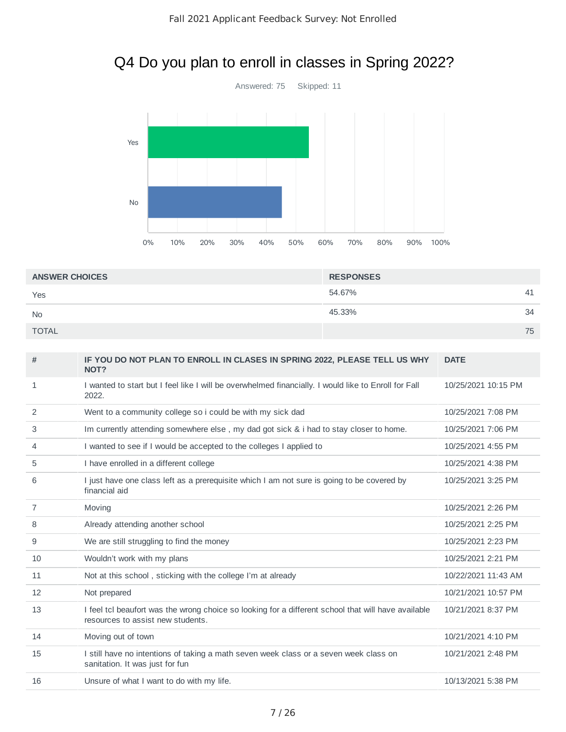## Q4 Do you plan to enroll in classes in Spring 2022?

Answered: 75 Skipped: 11

| ANSWER CHOICES | RESPONSES | |
|---|---|---|
| Yes | 54.67% | 41 |
| No | 45.33% | 34 |
| TOTAL | | 75 |

| # | IF YOU DO NOT PLAN TO ENROLL IN CLASES IN SPRING 2022, PLEASE TELL US WHY NOT? | DATE |
|---|---|---|
| 1 | I wanted to start but I feel like I will be overwhelmed financially. I would like to Enroll for Fall 2022. | 10/25/2021 10:15 PM |
| 2 | Went to a community college so i could be with my sick dad | 10/25/2021 7:08 PM |
| 3 | Im currently attending somewhere else , my dad got sick & i had to stay closer to home. | 10/25/2021 7:06 PM |
| 4 | I wanted to see if I would be accepted to the colleges I applied to | 10/25/2021 4:55 PM |
| 5 | I have enrolled in a different college | 10/25/2021 4:38 PM |
| 6 | I just have one class left as a prerequisite which I am not sure is going to be covered by financial aid | 10/25/2021 3:25 PM |
| 7 | Moving | 10/25/2021 2:26 PM |
| 8 | Already attending another school | 10/25/2021 2:25 PM |
| 9 | We are still struggling to find the money | 10/25/2021 2:23 PM |
| 10 | Wouldn't work with my plans | 10/25/2021 2:21 PM |
| 11 | Not at this school , sticking with the college I'm at already | 10/22/2021 11:43 AM |
| 12 | Not prepared | 10/21/2021 10:57 PM |
| 13 | I feel tcl beaufort was the wrong choice so looking for a different school that will have available resources to assist new students. | 10/21/2021 8:37 PM |
| 14 | Moving out of town | 10/21/2021 4:10 PM |
| 15 | I still have no intentions of taking a math seven week class or a seven week class on sanitation. It was just for fun | 10/21/2021 2:48 PM |
| 16 | Unsure of what I want to do with my life. | 10/13/2021 5:38 PM |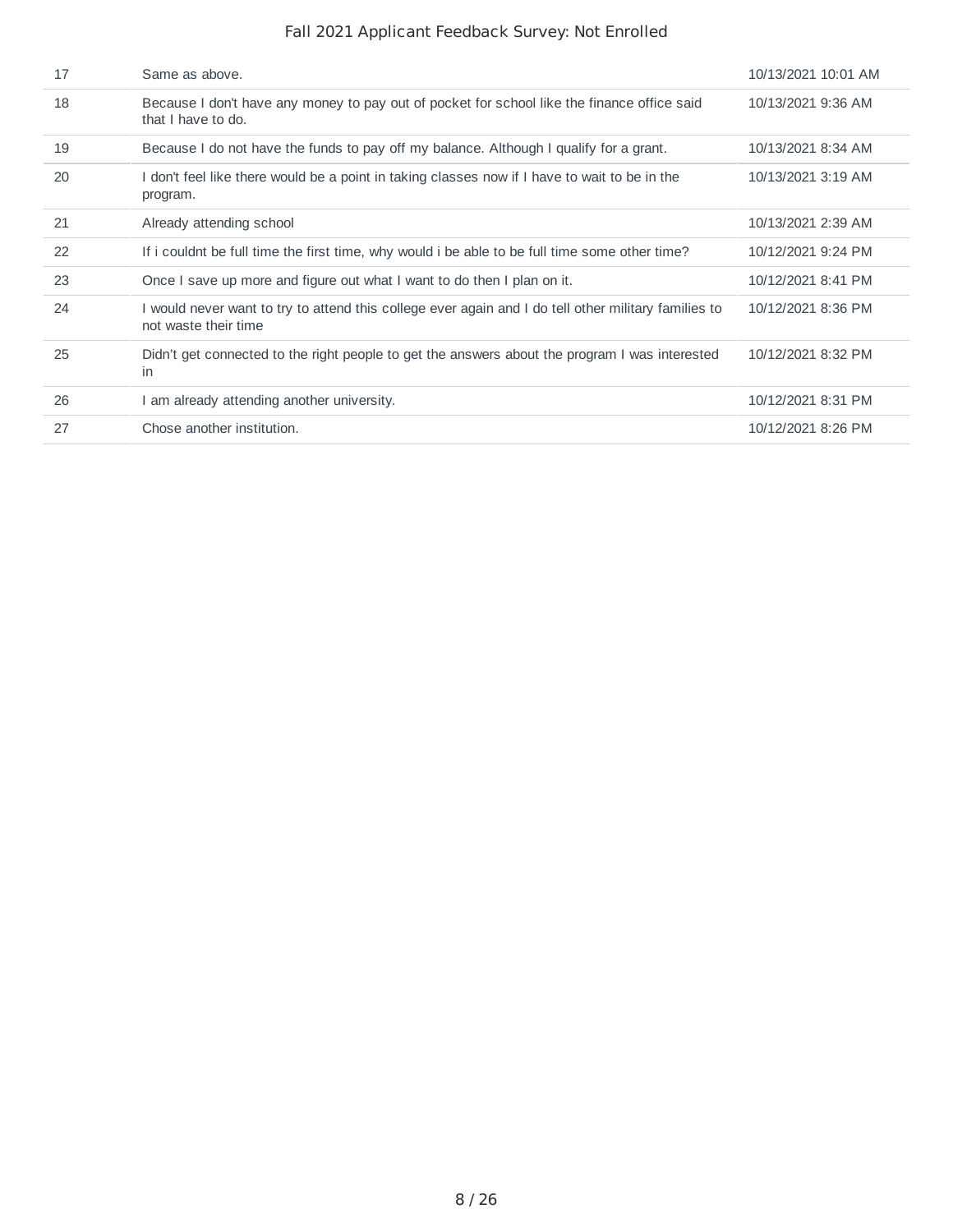| | | |
|---|---|---|
| 17 | Same as above. | 10/13/2021 10:01 AM |
| 18 | Because I don't have any money to pay out of pocket for school like the finance office said that I have to do. | 10/13/2021 9:36 AM |
| 19 | Because I do not have the funds to pay off my balance. Although I qualify for a grant. | 10/13/2021 8:34 AM |
| 20 | I don't feel like there would be a point in taking classes now if I have to wait to be in the program. | 10/13/2021 3:19 AM |
| 21 | Already attending school | 10/13/2021 2:39 AM |
| 22 | If i couldnt be full time the first time, why would i be able to be full time some other time? | 10/12/2021 9:24 PM |
| 23 | Once I save up more and figure out what I want to do then I plan on it. | 10/12/2021 8:41 PM |
| 24 | I would never want to try to attend this college ever again and I do tell other military families to not waste their time | 10/12/2021 8:36 PM |
| 25 | Didn't get connected to the right people to get the answers about the program I was interested in | 10/12/2021 8:32 PM |
| 26 | I am already attending another university. | 10/12/2021 8:31 PM |
| 27 | Chose another institution. | 10/12/2021 8:26 PM |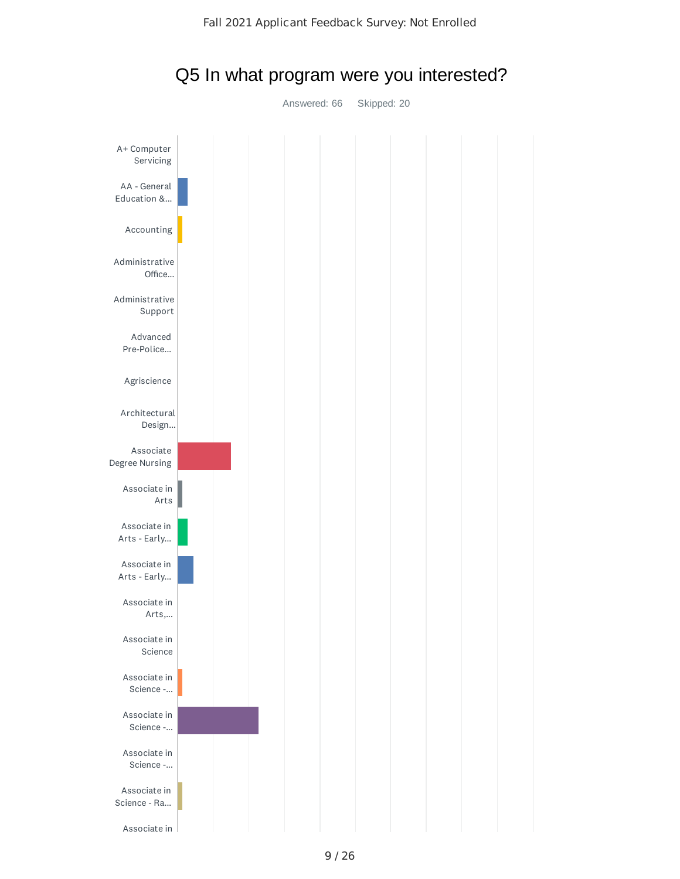# Q5 In what program were you interested?

Answered: 66 Skipped: 20

A+ Computer Servicing

AA - General Education &...

Accounting

Administrative Office...

Administrative Support

Advanced Pre-Police...

Agriscience

Architectural Design...

Associate Degree Nursing

Associate in Arts

Associate in Arts - Early...

Associate in Arts - Early...

Associate in Arts,...

Associate in Science

Associate in Science -...

Associate in Science -...

Associate in Science -...

Associate in Science - Ra...

Associate in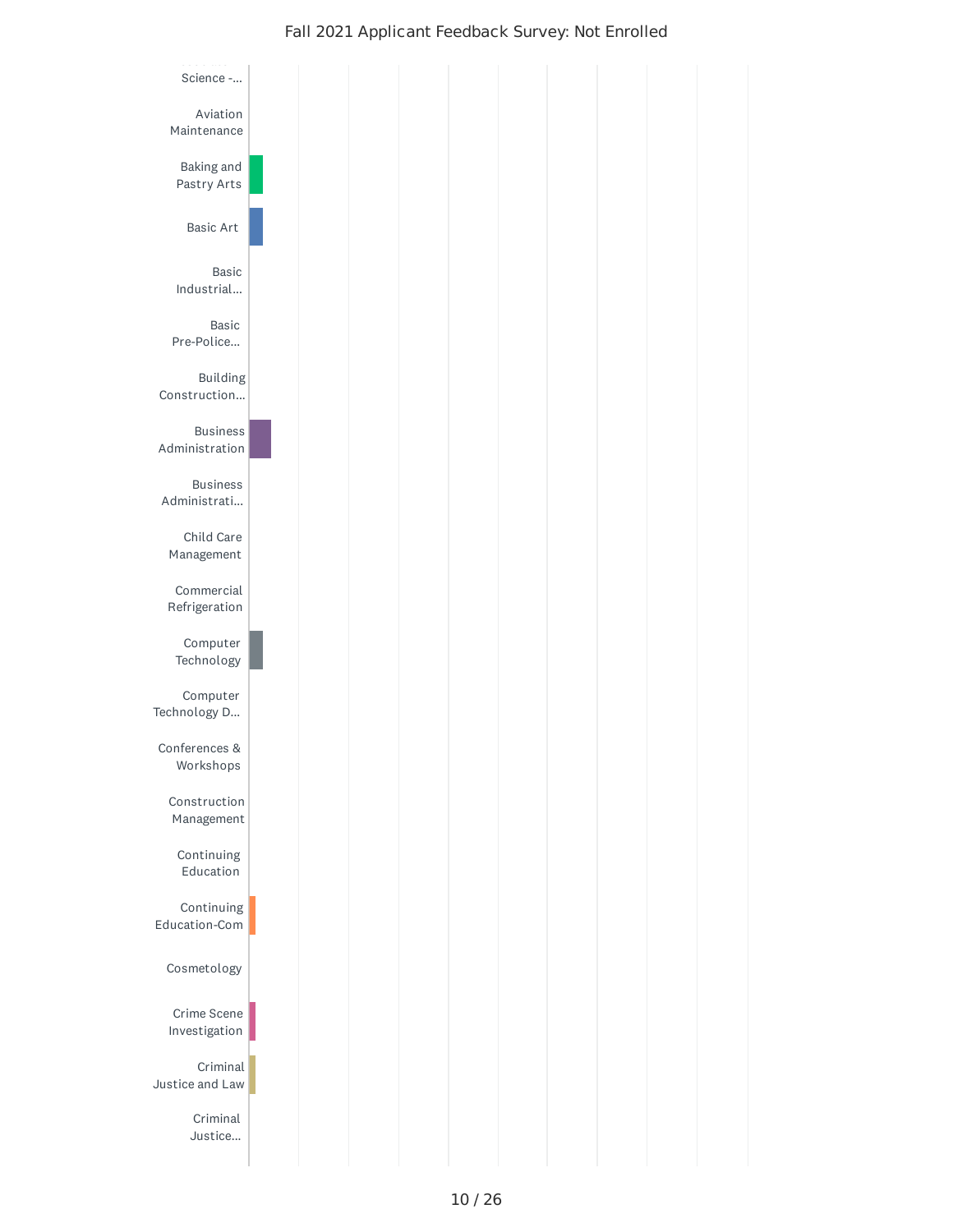Science -...

Aviation Maintenance

Baking and Pastry Arts

Basic Art

Basic Industrial...

Basic Pre-Police...

Building Construction...

Business Administration

Business Administrati...

Child Care Management

Commercial Refrigeration

Computer Technology

Computer Technology D...

Conferences & Workshops

Construction Management

Continuing Education

Continuing Education-Com

Cosmetology

Crime Scene Investigation

Criminal Justice and Law

Criminal Justice...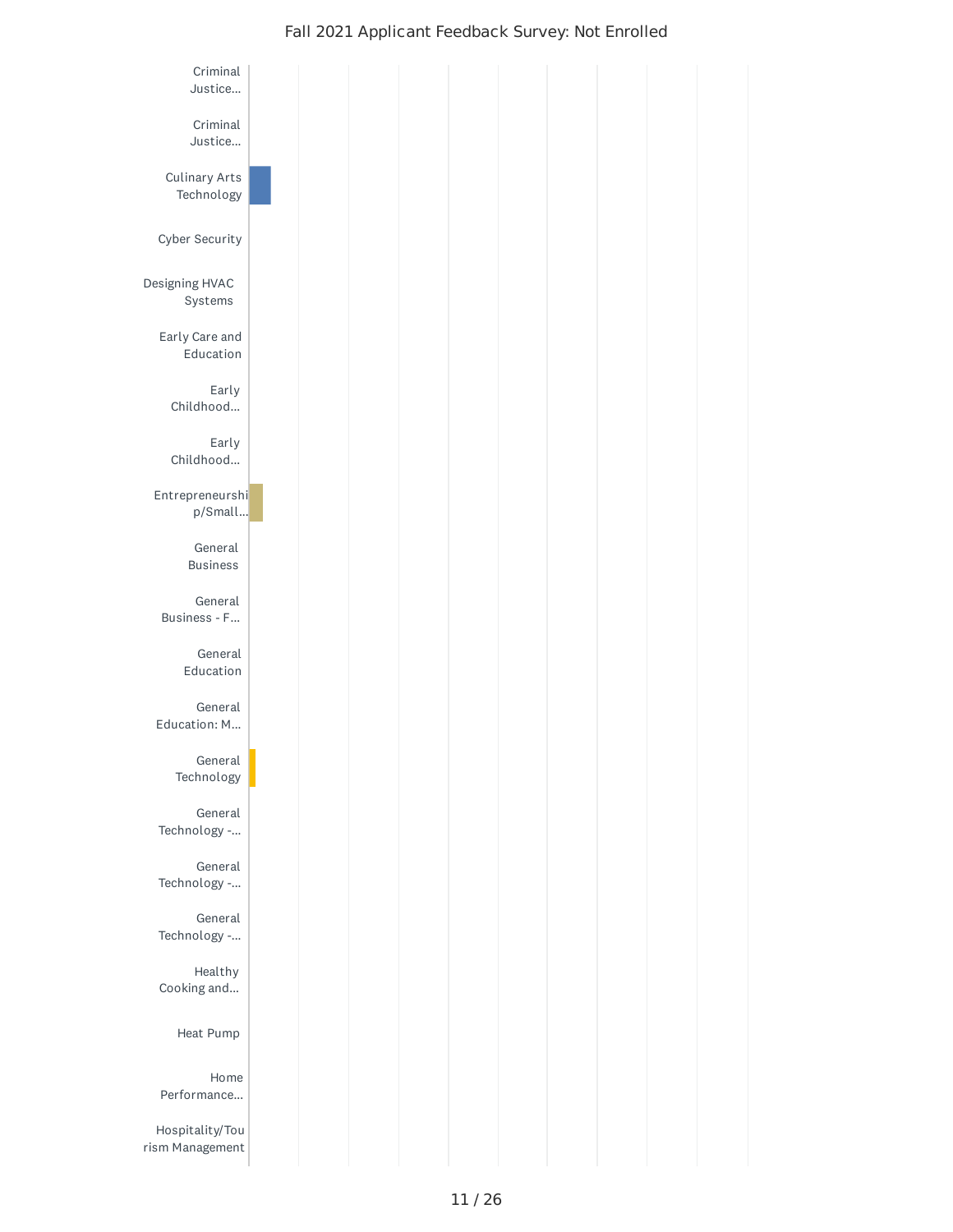Fall 2021 Applicant Feedback Survey: Not Enrolled

- Criminal Justice...
- Criminal Justice...
- Culinary Arts Technology
- Cyber Security
- Designing HVAC Systems
- Early Care and Education
- Early Childhood...
- Early Childhood...
- Entrepreneurship/Small...
- General Business
- General Business - F...
- General Education
- General Education: M...
- General Technology
- General Technology -...
- General Technology -...
- General Technology -...
- Healthy Cooking and...
- Heat Pump
- Home Performance...
- Hospitality/Tourism Management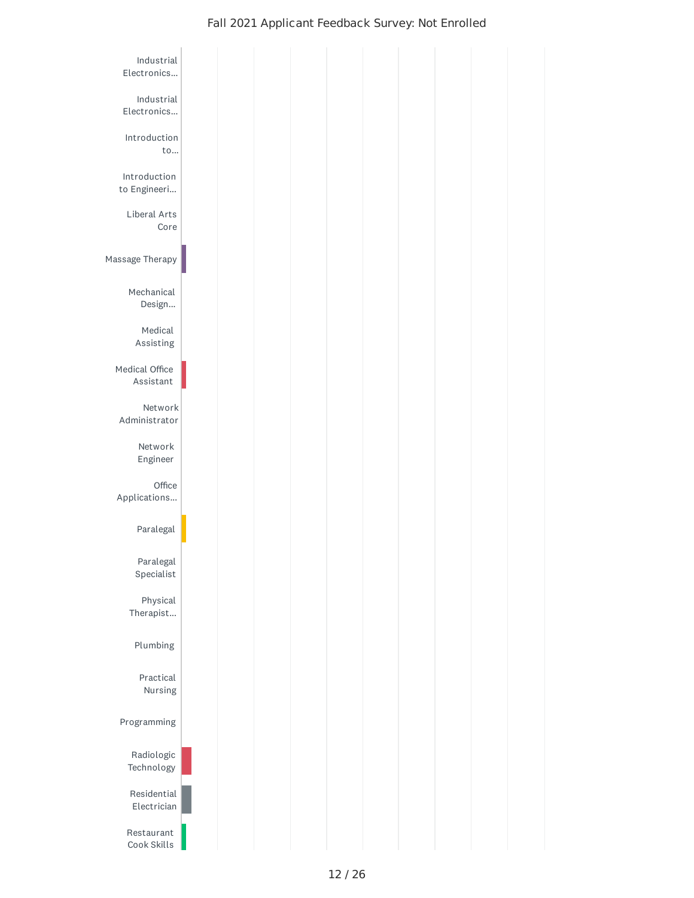## Fall 2021 Applicant Feedback Survey: Not Enrolled

- Industrial Electronics...
- Industrial Electronics...
- Introduction to...
- Introduction to Engineeri...
- Liberal Arts Core
- Massage Therapy
- Mechanical Design...
- Medical Assisting
- Medical Office Assistant
- Network Administrator
- Network Engineer
- Office Applications...
- Paralegal
- Paralegal Specialist
- Physical Therapist...
- Plumbing
- Practical Nursing
- Programming
- Radiologic Technology
- Residential Electrician
- Restaurant Cook Skills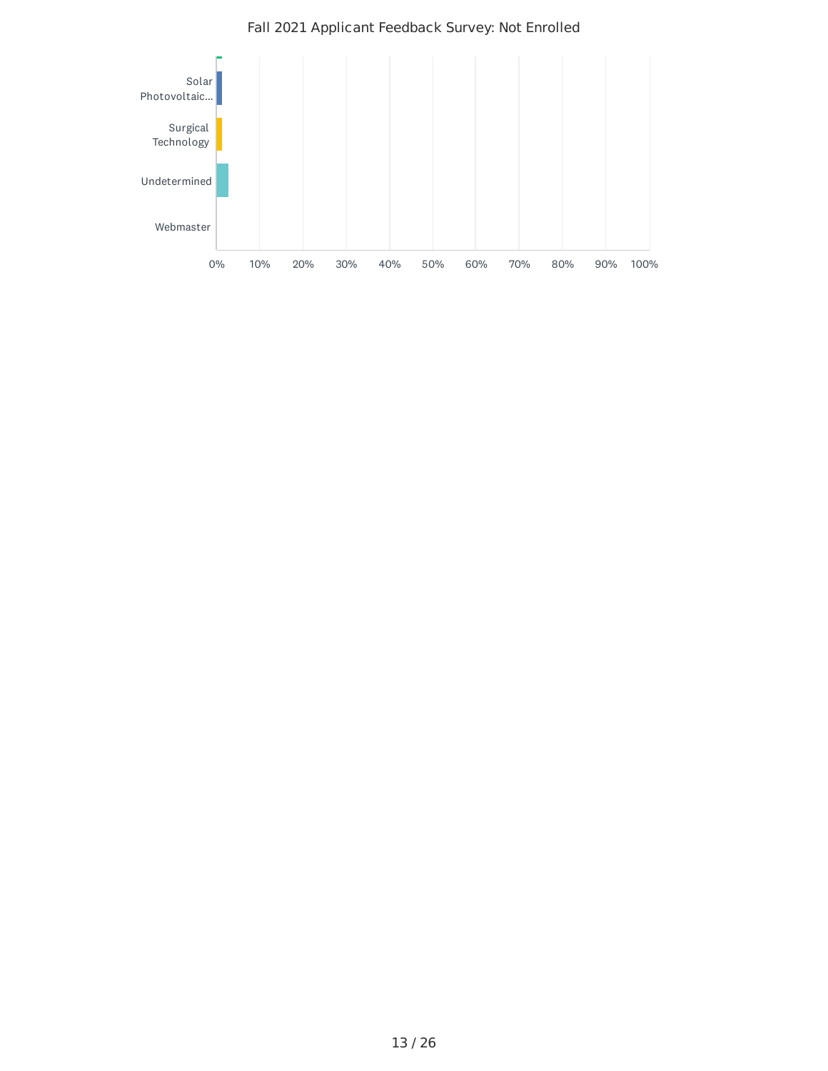Fall 2021 Applicant Feedback Survey: Not Enrolled

Solar Photovoltaic...

Surgical Technology

Undetermined

Webmaster

0% 10% 20% 30% 40% 50% 60% 70% 80% 90% 100%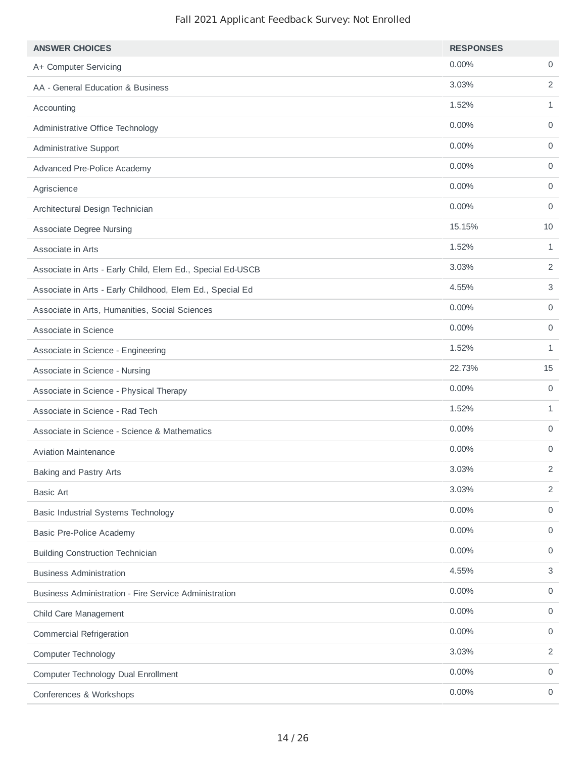Fall 2021 Applicant Feedback Survey: Not Enrolled

| ANSWER CHOICES | RESPONSES | |
| --- | --- | --- |
| A+ Computer Servicing | 0.00% | 0 |
| AA - General Education & Business | 3.03% | 2 |
| Accounting | 1.52% | 1 |
| Administrative Office Technology | 0.00% | 0 |
| Administrative Support | 0.00% | 0 |
| Advanced Pre-Police Academy | 0.00% | 0 |
| Agriscience | 0.00% | 0 |
| Architectural Design Technician | 0.00% | 0 |
| Associate Degree Nursing | 15.15% | 10 |
| Associate in Arts | 1.52% | 1 |
| Associate in Arts - Early Child, Elem Ed., Special Ed-USCB | 3.03% | 2 |
| Associate in Arts - Early Childhood, Elem Ed., Special Ed | 4.55% | 3 |
| Associate in Arts, Humanities, Social Sciences | 0.00% | 0 |
| Associate in Science | 0.00% | 0 |
| Associate in Science - Engineering | 1.52% | 1 |
| Associate in Science - Nursing | 22.73% | 15 |
| Associate in Science - Physical Therapy | 0.00% | 0 |
| Associate in Science - Rad Tech | 1.52% | 1 |
| Associate in Science - Science & Mathematics | 0.00% | 0 |
| Aviation Maintenance | 0.00% | 0 |
| Baking and Pastry Arts | 3.03% | 2 |
| Basic Art | 3.03% | 2 |
| Basic Industrial Systems Technology | 0.00% | 0 |
| Basic Pre-Police Academy | 0.00% | 0 |
| Building Construction Technician | 0.00% | 0 |
| Business Administration | 4.55% | 3 |
| Business Administration - Fire Service Administration | 0.00% | 0 |
| Child Care Management | 0.00% | 0 |
| Commercial Refrigeration | 0.00% | 0 |
| Computer Technology | 3.03% | 2 |
| Computer Technology Dual Enrollment | 0.00% | 0 |
| Conferences & Workshops | 0.00% | 0 |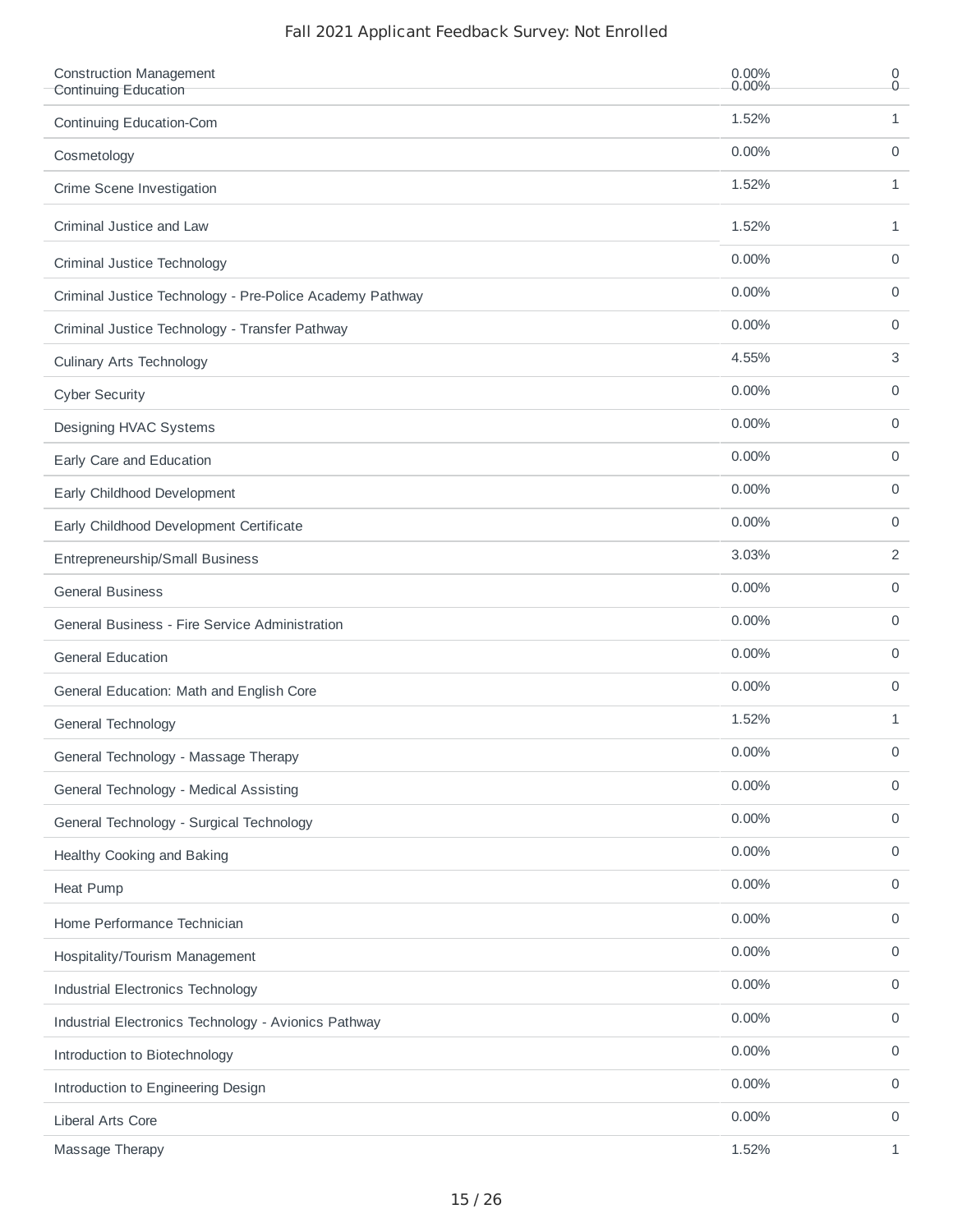# Fall 2021 Applicant Feedback Survey: Not Enrolled

| | | |
|---|---|---|
| Construction Management | 0.00% | 0 |
| Continuing Education | 0.00% | 0 |
| Continuing Education-Com | 1.52% | 1 |
| Cosmetology | 0.00% | 0 |
| Crime Scene Investigation | 1.52% | 1 |
| Criminal Justice and Law | 1.52% | 1 |
| Criminal Justice Technology | 0.00% | 0 |
| Criminal Justice Technology - Pre-Police Academy Pathway | 0.00% | 0 |
| Criminal Justice Technology - Transfer Pathway | 0.00% | 0 |
| Culinary Arts Technology | 4.55% | 3 |
| Cyber Security | 0.00% | 0 |
| Designing HVAC Systems | 0.00% | 0 |
| Early Care and Education | 0.00% | 0 |
| Early Childhood Development | 0.00% | 0 |
| Early Childhood Development Certificate | 0.00% | 0 |
| Entrepreneurship/Small Business | 3.03% | 2 |
| General Business | 0.00% | 0 |
| General Business - Fire Service Administration | 0.00% | 0 |
| General Education | 0.00% | 0 |
| General Education: Math and English Core | 0.00% | 0 |
| General Technology | 1.52% | 1 |
| General Technology - Massage Therapy | 0.00% | 0 |
| General Technology - Medical Assisting | 0.00% | 0 |
| General Technology - Surgical Technology | 0.00% | 0 |
| Healthy Cooking and Baking | 0.00% | 0 |
| Heat Pump | 0.00% | 0 |
| Home Performance Technician | 0.00% | 0 |
| Hospitality/Tourism Management | 0.00% | 0 |
| Industrial Electronics Technology | 0.00% | 0 |
| Industrial Electronics Technology - Avionics Pathway | 0.00% | 0 |
| Introduction to Biotechnology | 0.00% | 0 |
| Introduction to Engineering Design | 0.00% | 0 |
| Liberal Arts Core | 0.00% | 0 |
| Massage Therapy | 1.52% | 1 |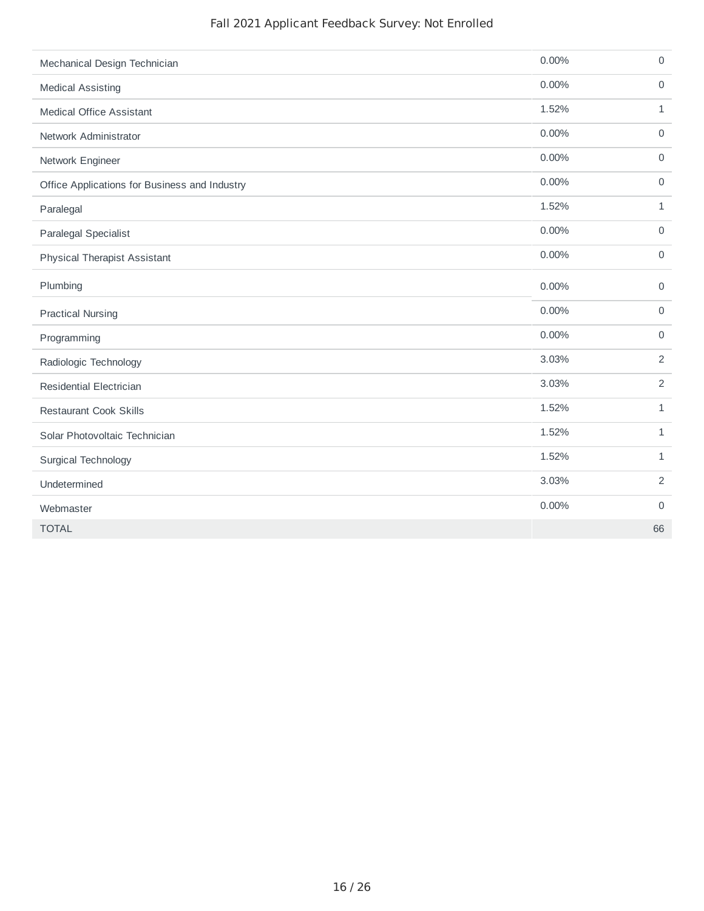| | | |
|---|---|---|
| Mechanical Design Technician | 0.00% | 0 |
| Medical Assisting | 0.00% | 0 |
| Medical Office Assistant | 1.52% | 1 |
| Network Administrator | 0.00% | 0 |
| Network Engineer | 0.00% | 0 |
| Office Applications for Business and Industry | 0.00% | 0 |
| Paralegal | 1.52% | 1 |
| Paralegal Specialist | 0.00% | 0 |
| Physical Therapist Assistant | 0.00% | 0 |
| Plumbing | 0.00% | 0 |
| Practical Nursing | 0.00% | 0 |
| Programming | 0.00% | 0 |
| Radiologic Technology | 3.03% | 2 |
| Residential Electrician | 3.03% | 2 |
| Restaurant Cook Skills | 1.52% | 1 |
| Solar Photovoltaic Technician | 1.52% | 1 |
| Surgical Technology | 1.52% | 1 |
| Undetermined | 3.03% | 2 |
| Webmaster | 0.00% | 0 |
| TOTAL | | 66 |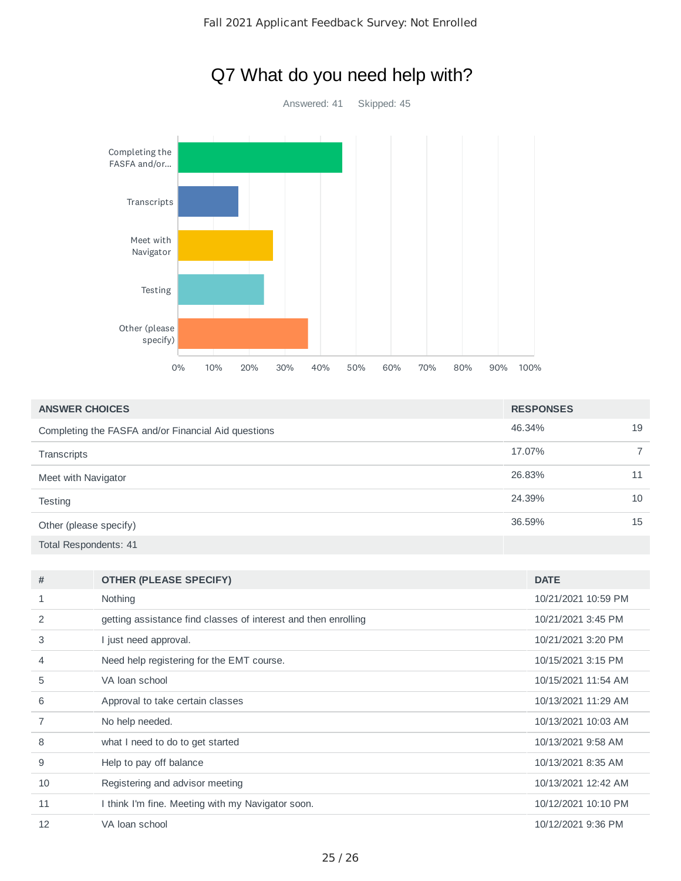## Q7 What do you need help with?

Answered: 41 Skipped: 45

| ANSWER CHOICES | RESPONSES | |
|---|---|---|
| Completing the FASFA and/or Financial Aid questions | 46.34% | 19 |
| Transcripts | 17.07% | 7 |
| Meet with Navigator | 26.83% | 11 |
| Testing | 24.39% | 10 |
| Other (please specify) | 36.59% | 15 |
| Total Respondents: 41 | | |

| # | OTHER (PLEASE SPECIFY) | DATE |
|---|---|---|
| 1 | Nothing | 10/21/2021 10:59 PM |
| 2 | getting assistance find classes of interest and then enrolling | 10/21/2021 3:45 PM |
| 3 | I just need approval. | 10/21/2021 3:20 PM |
| 4 | Need help registering for the EMT course. | 10/15/2021 3:15 PM |
| 5 | VA loan school | 10/15/2021 11:54 AM |
| 6 | Approval to take certain classes | 10/13/2021 11:29 AM |
| 7 | No help needed. | 10/13/2021 10:03 AM |
| 8 | what I need to do to get started | 10/13/2021 9:58 AM |
| 9 | Help to pay off balance | 10/13/2021 8:35 AM |
| 10 | Registering and advisor meeting | 10/13/2021 12:42 AM |
| 11 | I think I'm fine. Meeting with my Navigator soon. | 10/12/2021 10:10 PM |
| 12 | VA loan school | 10/12/2021 9:36 PM |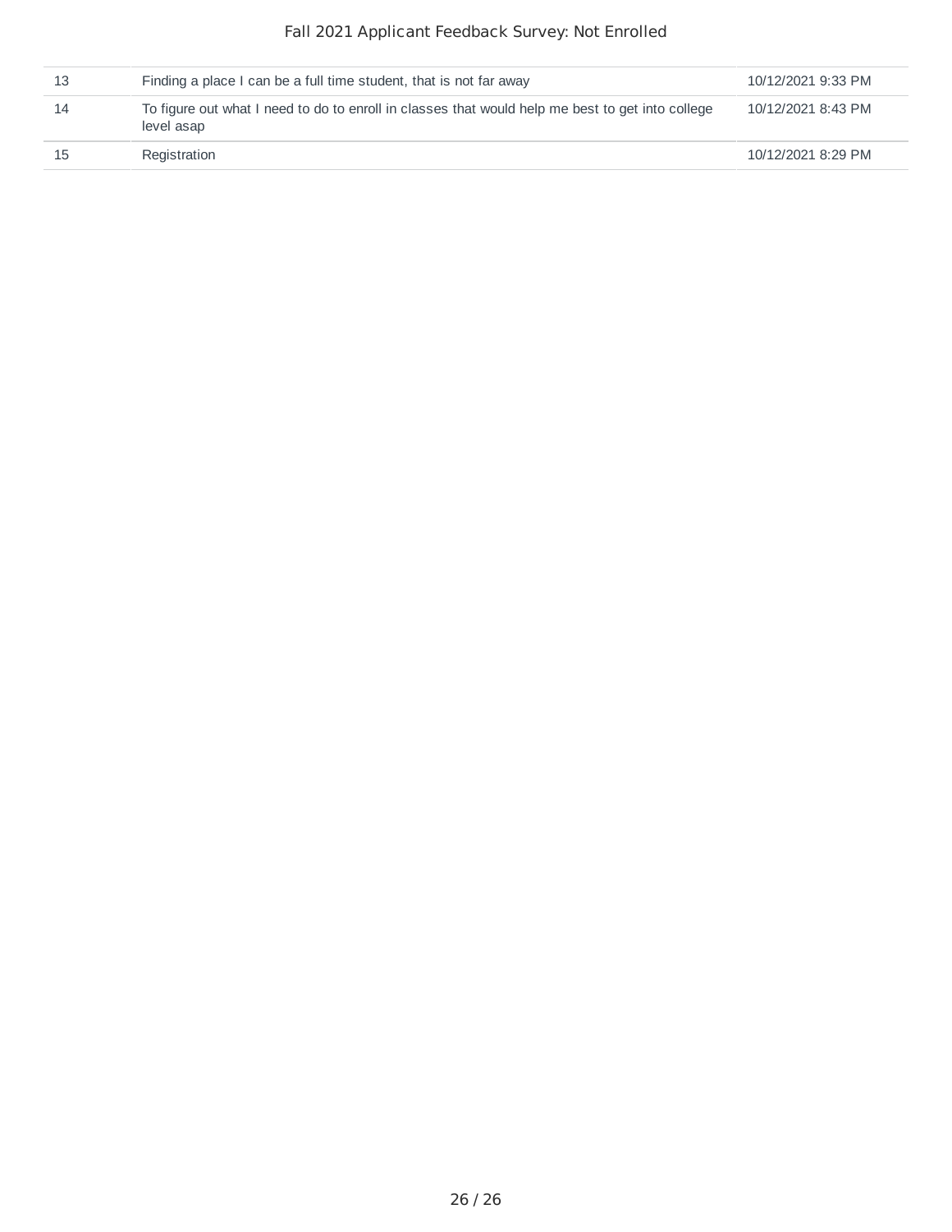| | | |
|---|---|---|
| 13 | Finding a place I can be a full time student, that is not far away | 10/12/2021 9:33 PM |
| 14 | To figure out what I need to do to enroll in classes that would help me best to get into college level asap | 10/12/2021 8:43 PM |
| 15 | Registration | 10/12/2021 8:29 PM |